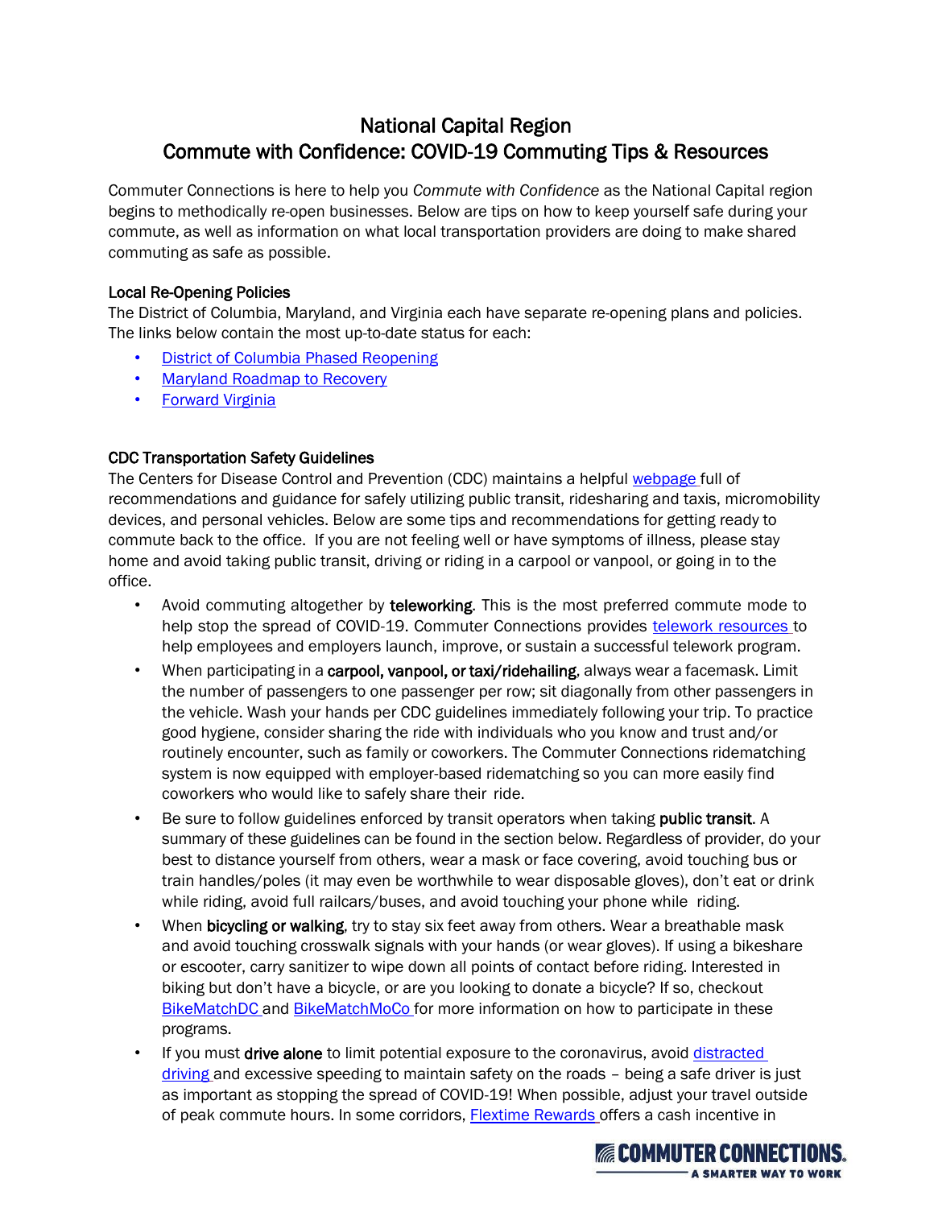# National Capital Region
# Commute with Confidence: COVID-19 Commuting Tips & Resources

Commuter Connections is here to help you *Commute with Confidence* as the National Capital region begins to methodically re-open businesses. Below are tips on how to keep yourself safe during your commute, as well as information on what local transportation providers are doing to make shared commuting as safe as possible.

## Local Re-Opening Policies

The District of Columbia, Maryland, and Virginia each have separate re-opening plans and policies. The links below contain the most up-to-date status for each:

- District of Columbia Phased Reopening
- Maryland Roadmap to Recovery
- Forward Virginia

## CDC Transportation Safety Guidelines

The Centers for Disease Control and Prevention (CDC) maintains a helpful webpage full of recommendations and guidance for safely utilizing public transit, ridesharing and taxis, micromobility devices, and personal vehicles. Below are some tips and recommendations for getting ready to commute back to the office. If you are not feeling well or have symptoms of illness, please stay home and avoid taking public transit, driving or riding in a carpool or vanpool, or going in to the office.

- Avoid commuting altogether by **teleworking**. This is the most preferred commute mode to help stop the spread of COVID-19. Commuter Connections provides telework resources to help employees and employers launch, improve, or sustain a successful telework program.
- When participating in a **carpool, vanpool, or taxi/ridehailing**, always wear a facemask. Limit the number of passengers to one passenger per row; sit diagonally from other passengers in the vehicle. Wash your hands per CDC guidelines immediately following your trip. To practice good hygiene, consider sharing the ride with individuals who you know and trust and/or routinely encounter, such as family or coworkers. The Commuter Connections ridematching system is now equipped with employer-based ridematching so you can more easily find coworkers who would like to safely share their ride.
- Be sure to follow guidelines enforced by transit operators when taking **public transit**. A summary of these guidelines can be found in the section below. Regardless of provider, do your best to distance yourself from others, wear a mask or face covering, avoid touching bus or train handles/poles (it may even be worthwhile to wear disposable gloves), don't eat or drink while riding, avoid full railcars/buses, and avoid touching your phone while riding.
- When **bicycling or walking**, try to stay six feet away from others. Wear a breathable mask and avoid touching crosswalk signals with your hands (or wear gloves). If using a bikeshare or escooter, carry sanitizer to wipe down all points of contact before riding. Interested in biking but don't have a bicycle, or are you looking to donate a bicycle? If so, checkout BikeMatchDC and BikeMatchMoCo for more information on how to participate in these programs.
- If you must **drive alone** to limit potential exposure to the coronavirus, avoid distracted driving and excessive speeding to maintain safety on the roads – being a safe driver is just as important as stopping the spread of COVID-19! When possible, adjust your travel outside of peak commute hours. In some corridors, Flextime Rewards offers a cash incentive in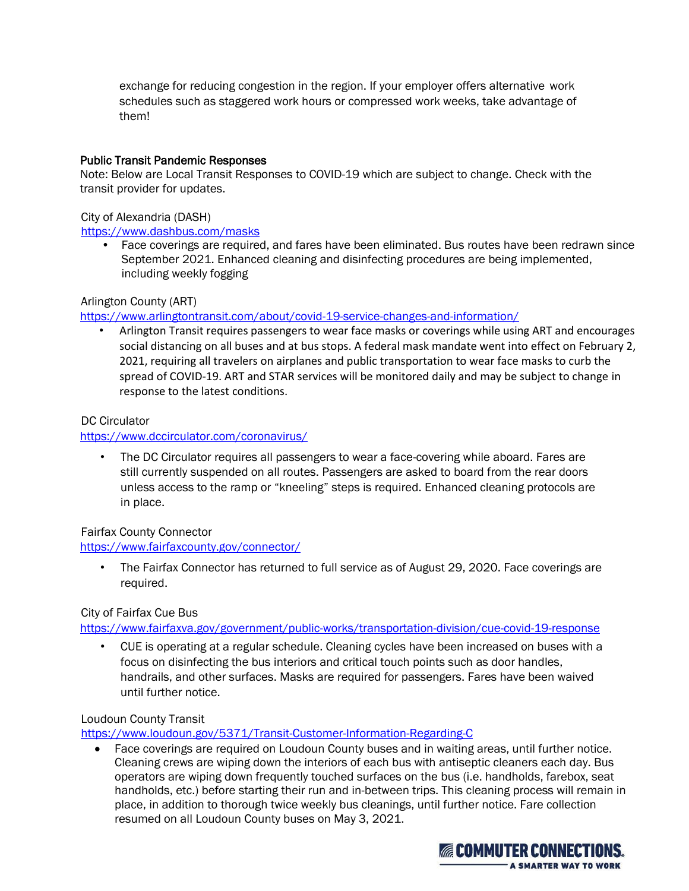exchange for reducing congestion in the region. If your employer offers alternative work schedules such as staggered work hours or compressed work weeks, take advantage of them!

**Public Transit Pandemic Responses**

Note: Below are Local Transit Responses to COVID-19 which are subject to change. Check with the transit provider for updates.

City of Alexandria (DASH)
https://www.dashbus.com/masks

- Face coverings are required, and fares have been eliminated. Bus routes have been redrawn since September 2021. Enhanced cleaning and disinfecting procedures are being implemented, including weekly fogging

Arlington County (ART)
https://www.arlingtontransit.com/about/covid-19-service-changes-and-information/

- Arlington Transit requires passengers to wear face masks or coverings while using ART and encourages social distancing on all buses and at bus stops. A federal mask mandate went into effect on February 2, 2021, requiring all travelers on airplanes and public transportation to wear face masks to curb the spread of COVID-19. ART and STAR services will be monitored daily and may be subject to change in response to the latest conditions.

DC Circulator
https://www.dccirculator.com/coronavirus/

- The DC Circulator requires all passengers to wear a face-covering while aboard. Fares are still currently suspended on all routes. Passengers are asked to board from the rear doors unless access to the ramp or "kneeling" steps is required. Enhanced cleaning protocols are in place.

Fairfax County Connector
https://www.fairfaxcounty.gov/connector/

- The Fairfax Connector has returned to full service as of August 29, 2020. Face coverings are required.

City of Fairfax Cue Bus
https://www.fairfaxva.gov/government/public-works/transportation-division/cue-covid-19-response

- CUE is operating at a regular schedule. Cleaning cycles have been increased on buses with a focus on disinfecting the bus interiors and critical touch points such as door handles, handrails, and other surfaces. Masks are required for passengers. Fares have been waived until further notice.

Loudoun County Transit
https://www.loudoun.gov/5371/Transit-Customer-Information-Regarding-C

- Face coverings are required on Loudoun County buses and in waiting areas, until further notice. Cleaning crews are wiping down the interiors of each bus with antiseptic cleaners each day. Bus operators are wiping down frequently touched surfaces on the bus (i.e. handholds, farebox, seat handholds, etc.) before starting their run and in-between trips. This cleaning process will remain in place, in addition to thorough twice weekly bus cleanings, until further notice. Fare collection resumed on all Loudoun County buses on May 3, 2021.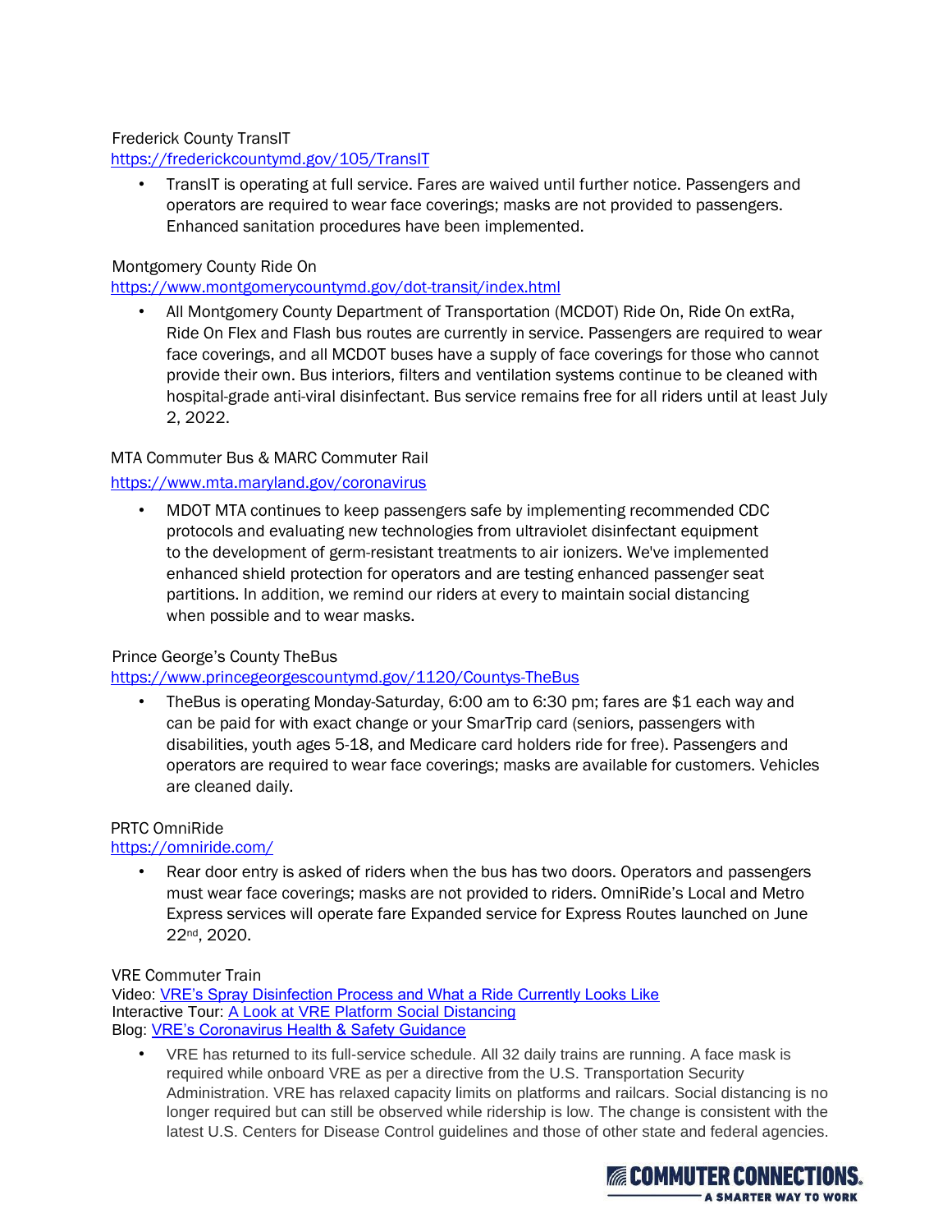Frederick County TransIT
[https://frederickcountymd.gov/105/TransIT](https://frederickcountymd.gov/105/TransIT)

- TransIT is operating at full service. Fares are waived until further notice. Passengers and operators are required to wear face coverings; masks are not provided to passengers. Enhanced sanitation procedures have been implemented.

Montgomery County Ride On
[https://www.montgomerycountymd.gov/dot-transit/index.html](https://www.montgomerycountymd.gov/dot-transit/index.html)

- All Montgomery County Department of Transportation (MCDOT) Ride On, Ride On extRa, Ride On Flex and Flash bus routes are currently in service. Passengers are required to wear face coverings, and all MCDOT buses have a supply of face coverings for those who cannot provide their own. Bus interiors, filters and ventilation systems continue to be cleaned with hospital-grade anti-viral disinfectant. Bus service remains free for all riders until at least July 2, 2022.

MTA Commuter Bus & MARC Commuter Rail
[https://www.mta.maryland.gov/coronavirus](https://www.mta.maryland.gov/coronavirus)

- MDOT MTA continues to keep passengers safe by implementing recommended CDC protocols and evaluating new technologies from ultraviolet disinfectant equipment to the development of germ-resistant treatments to air ionizers. We've implemented enhanced shield protection for operators and are testing enhanced passenger seat partitions. In addition, we remind our riders at every to maintain social distancing when possible and to wear masks.

Prince George's County TheBus
[https://www.princegeorgescountymd.gov/1120/Countys-TheBus](https://www.princegeorgescountymd.gov/1120/Countys-TheBus)

- TheBus is operating Monday-Saturday, 6:00 am to 6:30 pm; fares are $1 each way and can be paid for with exact change or your SmarTrip card (seniors, passengers with disabilities, youth ages 5-18, and Medicare card holders ride for free). Passengers and operators are required to wear face coverings; masks are available for customers. Vehicles are cleaned daily.

PRTC OmniRide
[https://omniride.com/](https://omniride.com/)

- Rear door entry is asked of riders when the bus has two doors. Operators and passengers must wear face coverings; masks are not provided to riders. OmniRide's Local and Metro Express services will operate fare Expanded service for Express Routes launched on June 22nd, 2020.

VRE Commuter Train
Video: VRE's Spray Disinfection Process and What a Ride Currently Looks Like
Interactive Tour: A Look at VRE Platform Social Distancing
Blog: VRE's Coronavirus Health & Safety Guidance

- VRE has returned to its full-service schedule. All 32 daily trains are running. A face mask is required while onboard VRE as per a directive from the U.S. Transportation Security Administration. VRE has relaxed capacity limits on platforms and railcars. Social distancing is no longer required but can still be observed while ridership is low. The change is consistent with the latest U.S. Centers for Disease Control guidelines and those of other state and federal agencies.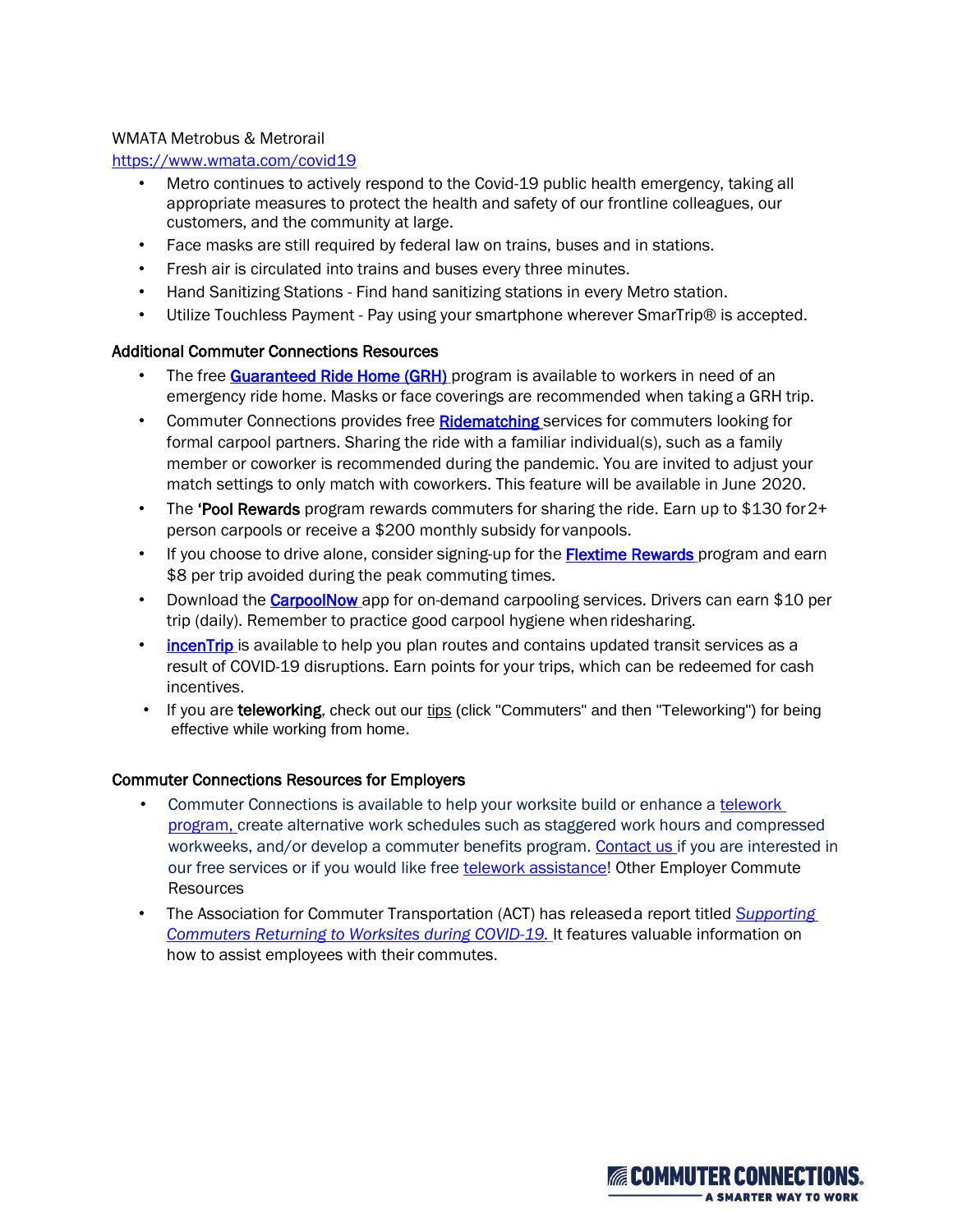WMATA Metrobus & Metrorail

https://www.wmata.com/covid19

- Metro continues to actively respond to the Covid-19 public health emergency, taking all appropriate measures to protect the health and safety of our frontline colleagues, our customers, and the community at large.
- Face masks are still required by federal law on trains, buses and in stations.
- Fresh air is circulated into trains and buses every three minutes.
- Hand Sanitizing Stations - Find hand sanitizing stations in every Metro station.
- Utilize Touchless Payment - Pay using your smartphone wherever SmarTrip® is accepted.

### Additional Commuter Connections Resources

- The free **Guaranteed Ride Home (GRH)** program is available to workers in need of an emergency ride home. Masks or face coverings are recommended when taking a GRH trip.
- Commuter Connections provides free **Ridematching** services for commuters looking for formal carpool partners. Sharing the ride with a familiar individual(s), such as a family member or coworker is recommended during the pandemic. You are invited to adjust your match settings to only match with coworkers. This feature will be available in June 2020.
- The **'Pool Rewards** program rewards commuters for sharing the ride. Earn up to $130 for 2+ person carpools or receive a $200 monthly subsidy for vanpools.
- If you choose to drive alone, consider signing-up for the **Flextime Rewards** program and earn $8 per trip avoided during the peak commuting times.
- Download the **CarpoolNow** app for on-demand carpooling services. Drivers can earn $10 per trip (daily). Remember to practice good carpool hygiene when ridesharing.
- **incenTrip** is available to help you plan routes and contains updated transit services as a result of COVID-19 disruptions. Earn points for your trips, which can be redeemed for cash incentives.
- If you are **teleworking**, check out our tips (click "Commuters" and then "Teleworking") for being effective while working from home.

### Commuter Connections Resources for Employers

- Commuter Connections is available to help your worksite build or enhance a telework program, create alternative work schedules such as staggered work hours and compressed workweeks, and/or develop a commuter benefits program. Contact us if you are interested in our free services or if you would like free telework assistance! Other Employer Commute Resources
- The Association for Commuter Transportation (ACT) has released a report titled *Supporting Commuters Returning to Worksites during COVID-19.* It features valuable information on how to assist employees with their commutes.

COMMUTER CONNECTIONS®
A SMARTER WAY TO WORK